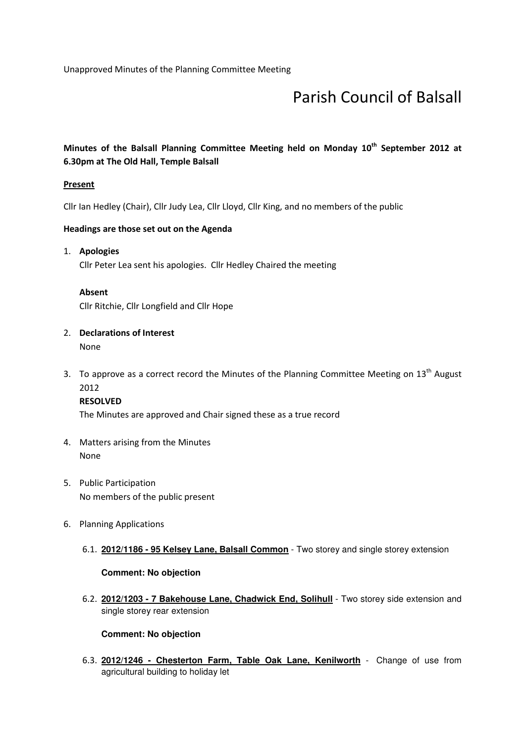Unapproved Minutes of the Planning Committee Meeting

# Parish Council of Balsall

**Minutes of the Balsall Planning Committee Meeting held on Monday 10th September 2012 at 6.30pm at The Old Hall, Temple Balsall**

**Present**

Cllr Ian Hedley (Chair), Cllr Judy Lea, Cllr Lloyd, Cllr King, and no members of the public

**Headings are those set out on the Agenda**

1. **Apologies**

   Cllr Peter Lea sent his apologies. Cllr Hedley Chaired the meeting

   **Absent**

   Cllr Ritchie, Cllr Longfield and Cllr Hope

2. **Declarations of Interest**

   None

3. To approve as a correct record the Minutes of the Planning Committee Meeting on 13th August 2012

   **RESOLVED**

   The Minutes are approved and Chair signed these as a true record

4. Matters arising from the Minutes

   None

5. Public Participation

   No members of the public present

6. Planning Applications

   6.1. **2012/1186 - 95 Kelsey Lane, Balsall Common** - Two storey and single storey extension

   **Comment: No objection**

   6.2. **2012/1203 - 7 Bakehouse Lane, Chadwick End, Solihull** - Two storey side extension and single storey rear extension

   **Comment: No objection**

   6.3. **2012/1246 - Chesterton Farm, Table Oak Lane, Kenilworth** - Change of use from agricultural building to holiday let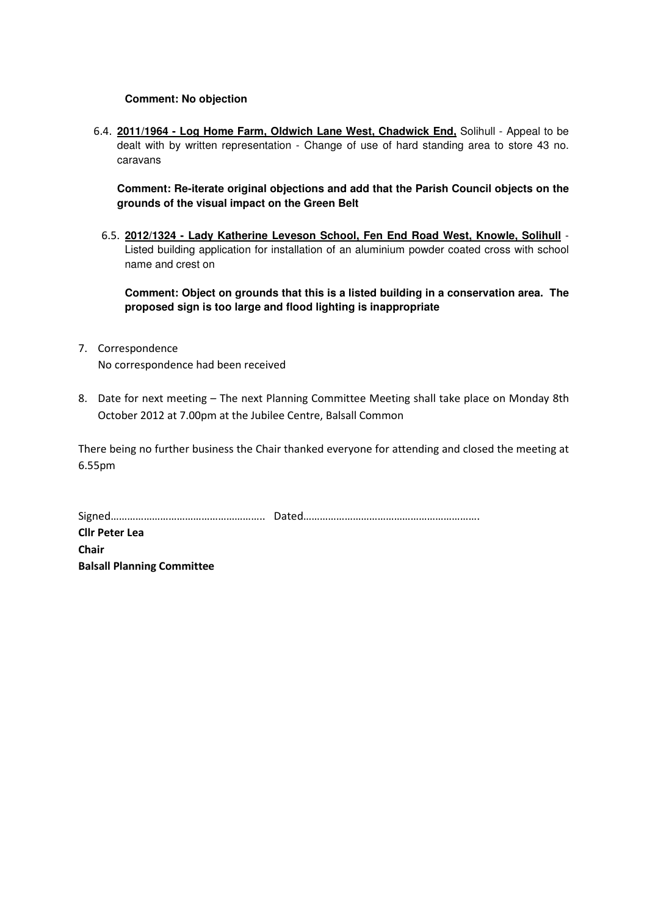**Comment: No objection**

6.4. **2011/1964 - Log Home Farm, Oldwich Lane West, Chadwick End,** Solihull - Appeal to be dealt with by written representation - Change of use of hard standing area to store 43 no. caravans

**Comment: Re-iterate original objections and add that the Parish Council objects on the grounds of the visual impact on the Green Belt**

6.5. **2012/1324 - Lady Katherine Leveson School, Fen End Road West, Knowle, Solihull** - Listed building application for installation of an aluminium powder coated cross with school name and crest on

**Comment: Object on grounds that this is a listed building in a conservation area. The proposed sign is too large and flood lighting is inappropriate**

7. Correspondence
   No correspondence had been received

8. Date for next meeting – The next Planning Committee Meeting shall take place on Monday 8th October 2012 at 7.00pm at the Jubilee Centre, Balsall Common

There being no further business the Chair thanked everyone for attending and closed the meeting at 6.55pm

Signed……………………………………………….. Dated……………………………………………………….

**Cllr Peter Lea**
**Chair**
**Balsall Planning Committee**